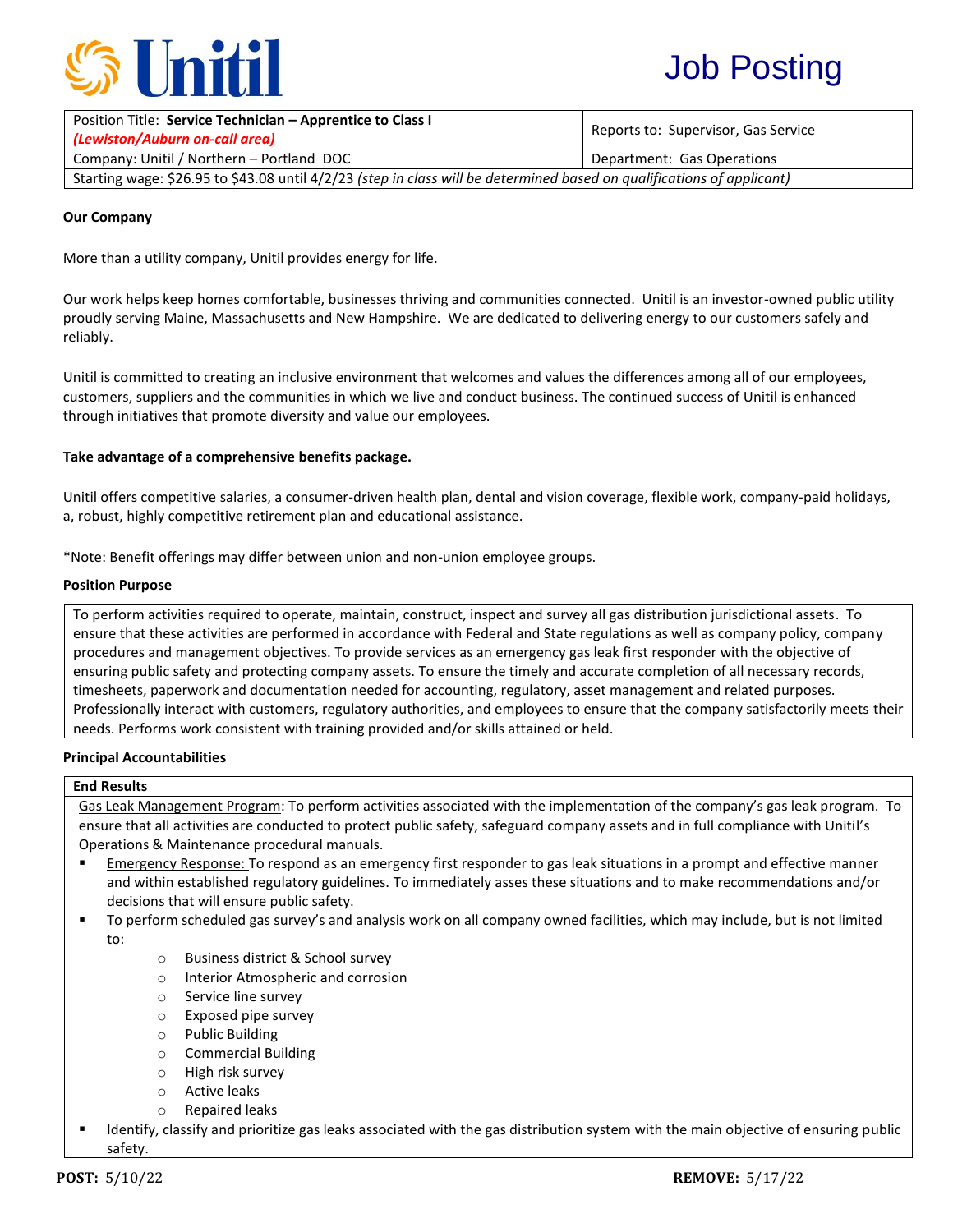# Unitil

# Job Posting

| Position Title: **Service Technician – Apprentice to Class I** ***(Lewiston/Auburn on-call area)*** | Reports to: Supervisor, Gas Service |
|---|---|
| Company: Unitil / Northern – Portland DOC | Department: Gas Operations |
| Starting wage: $26.95 to $43.08 until 4/2/23 *(step in class will be determined based on qualifications of applicant)* | |

**Our Company**

More than a utility company, Unitil provides energy for life.

Our work helps keep homes comfortable, businesses thriving and communities connected. Unitil is an investor-owned public utility proudly serving Maine, Massachusetts and New Hampshire. We are dedicated to delivering energy to our customers safely and reliably.

Unitil is committed to creating an inclusive environment that welcomes and values the differences among all of our employees, customers, suppliers and the communities in which we live and conduct business. The continued success of Unitil is enhanced through initiatives that promote diversity and value our employees.

**Take advantage of a comprehensive benefits package.**

Unitil offers competitive salaries, a consumer-driven health plan, dental and vision coverage, flexible work, company-paid holidays, a, robust, highly competitive retirement plan and educational assistance.

*Note: Benefit offerings may differ between union and non-union employee groups.

**Position Purpose**

To perform activities required to operate, maintain, construct, inspect and survey all gas distribution jurisdictional assets. To ensure that these activities are performed in accordance with Federal and State regulations as well as company policy, company procedures and management objectives. To provide services as an emergency gas leak first responder with the objective of ensuring public safety and protecting company assets. To ensure the timely and accurate completion of all necessary records, timesheets, paperwork and documentation needed for accounting, regulatory, asset management and related purposes. Professionally interact with customers, regulatory authorities, and employees to ensure that the company satisfactorily meets their needs. Performs work consistent with training provided and/or skills attained or held.

**Principal Accountabilities**

**End Results**

Gas Leak Management Program: To perform activities associated with the implementation of the company's gas leak program. To ensure that all activities are conducted to protect public safety, safeguard company assets and in full compliance with Unitil's Operations & Maintenance procedural manuals.

- Emergency Response: To respond as an emergency first responder to gas leak situations in a prompt and effective manner and within established regulatory guidelines. To immediately asses these situations and to make recommendations and/or decisions that will ensure public safety.
- To perform scheduled gas survey's and analysis work on all company owned facilities, which may include, but is not limited to:
  - Business district & School survey
  - Interior Atmospheric and corrosion
  - Service line survey
  - Exposed pipe survey
  - Public Building
  - Commercial Building
  - High risk survey
  - Active leaks
  - Repaired leaks
- Identify, classify and prioritize gas leaks associated with the gas distribution system with the main objective of ensuring public safety.

**POST:** 5/10/22 **REMOVE:** 5/17/22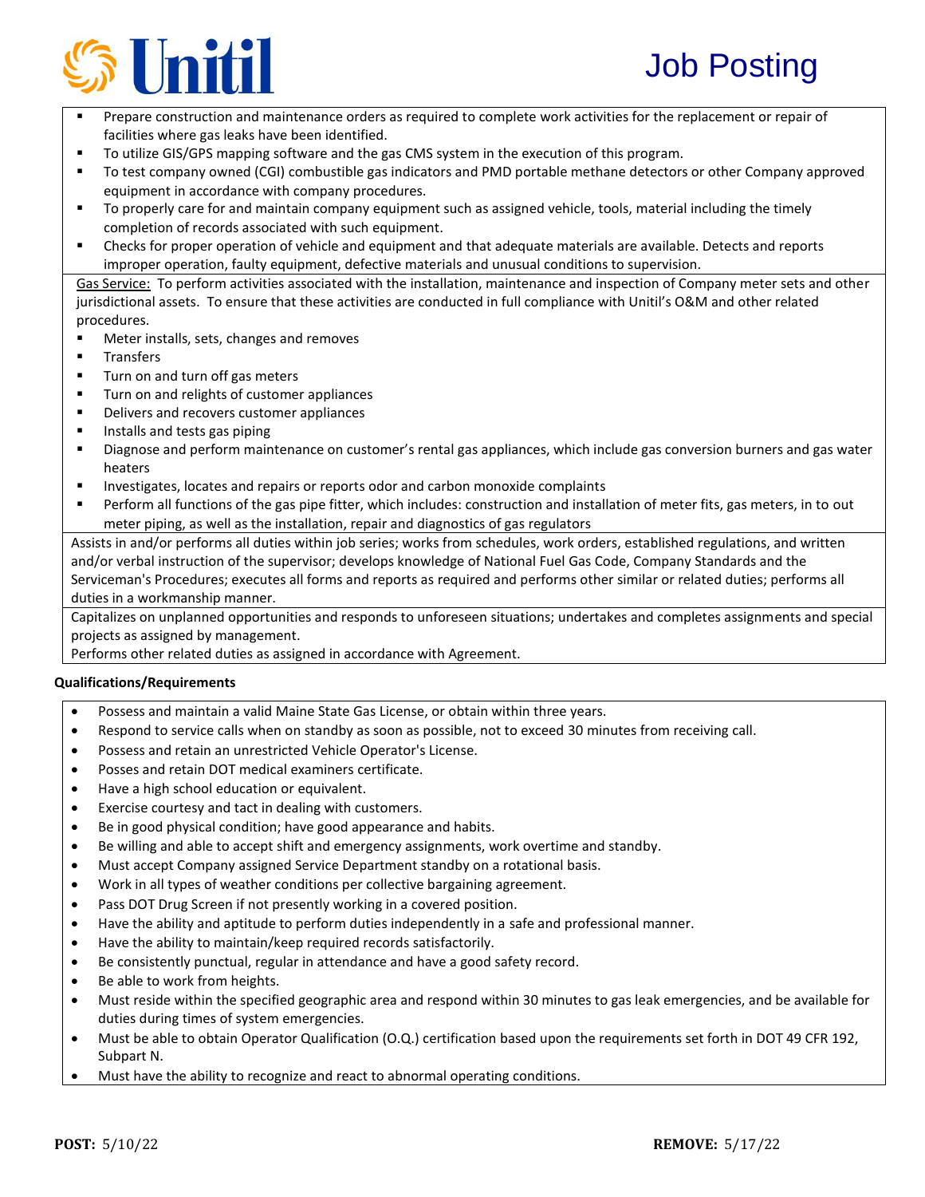- Prepare construction and maintenance orders as required to complete work activities for the replacement or repair of facilities where gas leaks have been identified.
- To utilize GIS/GPS mapping software and the gas CMS system in the execution of this program.
- To test company owned (CGI) combustible gas indicators and PMD portable methane detectors or other Company approved equipment in accordance with company procedures.
- To properly care for and maintain company equipment such as assigned vehicle, tools, material including the timely completion of records associated with such equipment.
- Checks for proper operation of vehicle and equipment and that adequate materials are available. Detects and reports improper operation, faulty equipment, defective materials and unusual conditions to supervision.

Gas Service: To perform activities associated with the installation, maintenance and inspection of Company meter sets and other jurisdictional assets. To ensure that these activities are conducted in full compliance with Unitil's O&M and other related procedures.

- Meter installs, sets, changes and removes
- Transfers
- Turn on and turn off gas meters
- Turn on and relights of customer appliances
- Delivers and recovers customer appliances
- Installs and tests gas piping
- Diagnose and perform maintenance on customer's rental gas appliances, which include gas conversion burners and gas water heaters
- Investigates, locates and repairs or reports odor and carbon monoxide complaints
- Perform all functions of the gas pipe fitter, which includes: construction and installation of meter fits, gas meters, in to out meter piping, as well as the installation, repair and diagnostics of gas regulators

Assists in and/or performs all duties within job series; works from schedules, work orders, established regulations, and written and/or verbal instruction of the supervisor; develops knowledge of National Fuel Gas Code, Company Standards and the Serviceman's Procedures; executes all forms and reports as required and performs other similar or related duties; performs all duties in a workmanship manner.

Capitalizes on unplanned opportunities and responds to unforeseen situations; undertakes and completes assignments and special projects as assigned by management.

Performs other related duties as assigned in accordance with Agreement.

**Qualifications/Requirements**

- Possess and maintain a valid Maine State Gas License, or obtain within three years.
- Respond to service calls when on standby as soon as possible, not to exceed 30 minutes from receiving call.
- Possess and retain an unrestricted Vehicle Operator's License.
- Posses and retain DOT medical examiners certificate.
- Have a high school education or equivalent.
- Exercise courtesy and tact in dealing with customers.
- Be in good physical condition; have good appearance and habits.
- Be willing and able to accept shift and emergency assignments, work overtime and standby.
- Must accept Company assigned Service Department standby on a rotational basis.
- Work in all types of weather conditions per collective bargaining agreement.
- Pass DOT Drug Screen if not presently working in a covered position.
- Have the ability and aptitude to perform duties independently in a safe and professional manner.
- Have the ability to maintain/keep required records satisfactorily.
- Be consistently punctual, regular in attendance and have a good safety record.
- Be able to work from heights.
- Must reside within the specified geographic area and respond within 30 minutes to gas leak emergencies, and be available for duties during times of system emergencies.
- Must be able to obtain Operator Qualification (O.Q.) certification based upon the requirements set forth in DOT 49 CFR 192, Subpart N.
- Must have the ability to recognize and react to abnormal operating conditions.

**POST:** 5/10/22 **REMOVE:** 5/17/22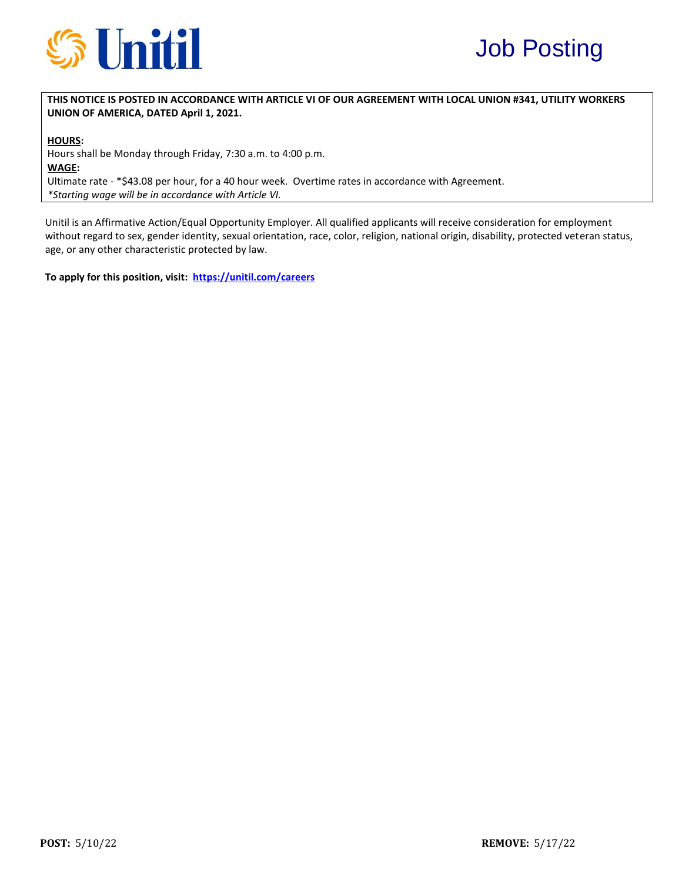# Unitil

# Job Posting

**THIS NOTICE IS POSTED IN ACCORDANCE WITH ARTICLE VI OF OUR AGREEMENT WITH LOCAL UNION #341, UTILITY WORKERS UNION OF AMERICA, DATED April 1, 2021.**

**HOURS:**
Hours shall be Monday through Friday, 7:30 a.m. to 4:00 p.m.

**WAGE:**
Ultimate rate - *$43.08 per hour, for a 40 hour week. Overtime rates in accordance with Agreement.
*\*Starting wage will be in accordance with Article VI.*

Unitil is an Affirmative Action/Equal Opportunity Employer. All qualified applicants will receive consideration for employment without regard to sex, gender identity, sexual orientation, race, color, religion, national origin, disability, protected veteran status, age, or any other characteristic protected by law.

**To apply for this position, visit: https://unitil.com/careers**

**POST:** 5/10/22 **REMOVE:** 5/17/22